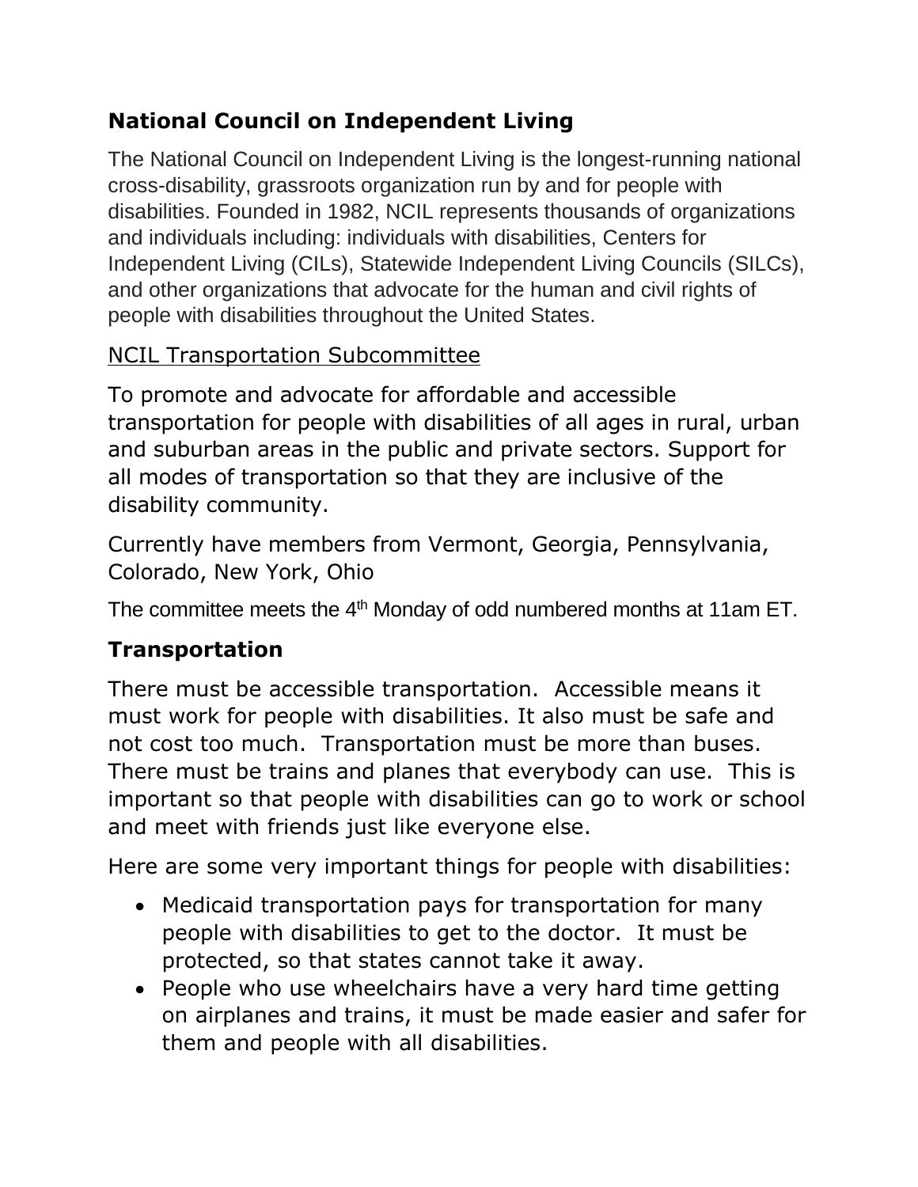## National Council on Independent Living

The National Council on Independent Living is the longest-running national cross-disability, grassroots organization run by and for people with disabilities. Founded in 1982, NCIL represents thousands of organizations and individuals including: individuals with disabilities, Centers for Independent Living (CILs), Statewide Independent Living Councils (SILCs), and other organizations that advocate for the human and civil rights of people with disabilities throughout the United States.

### NCIL Transportation Subcommittee

To promote and advocate for affordable and accessible transportation for people with disabilities of all ages in rural, urban and suburban areas in the public and private sectors. Support for all modes of transportation so that they are inclusive of the disability community.

Currently have members from Vermont, Georgia, Pennsylvania, Colorado, New York, Ohio

The committee meets the 4th Monday of odd numbered months at 11am ET.

## Transportation

There must be accessible transportation. Accessible means it must work for people with disabilities. It also must be safe and not cost too much. Transportation must be more than buses. There must be trains and planes that everybody can use. This is important so that people with disabilities can go to work or school and meet with friends just like everyone else.

Here are some very important things for people with disabilities:

- Medicaid transportation pays for transportation for many people with disabilities to get to the doctor. It must be protected, so that states cannot take it away.
- People who use wheelchairs have a very hard time getting on airplanes and trains, it must be made easier and safer for them and people with all disabilities.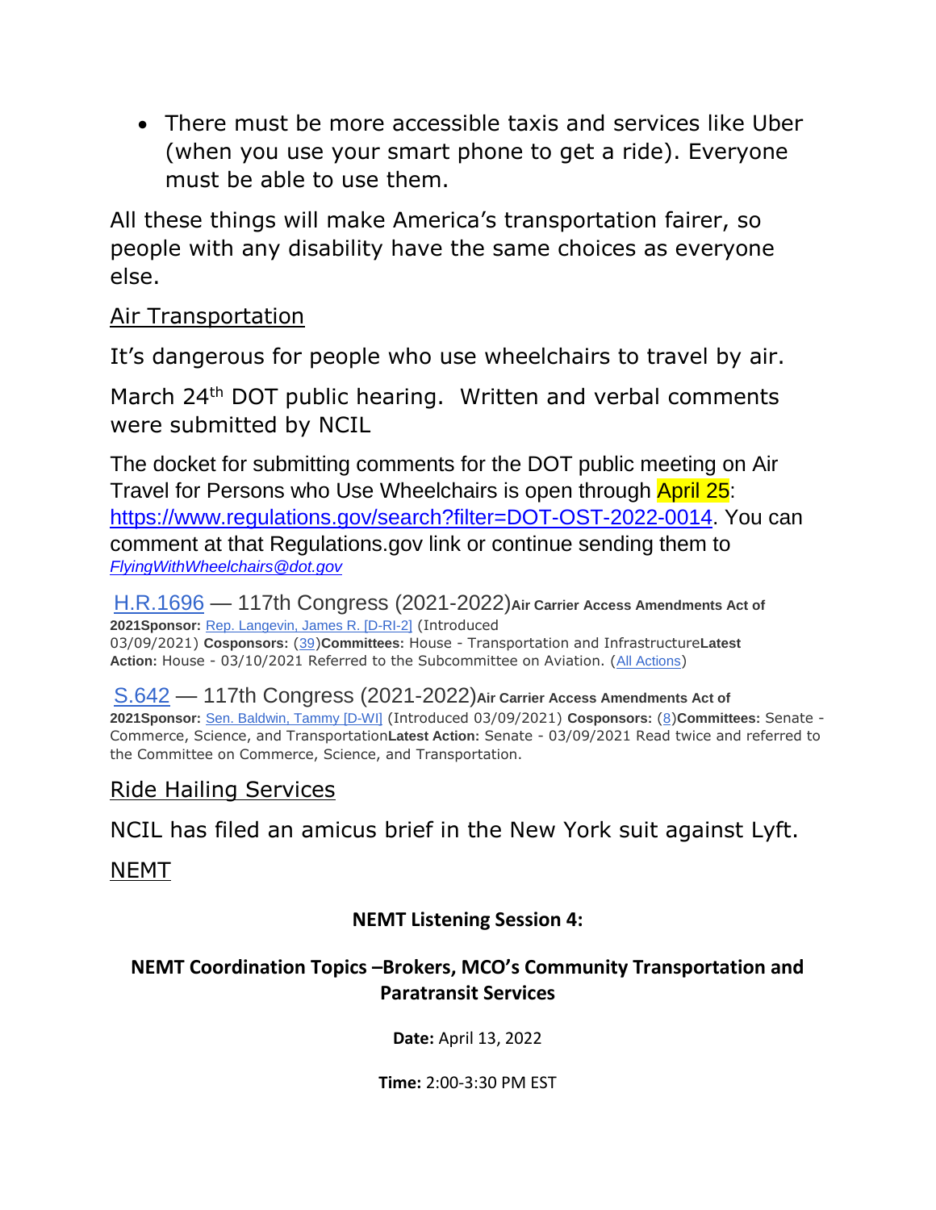- There must be more accessible taxis and services like Uber (when you use your smart phone to get a ride). Everyone must be able to use them.

All these things will make America's transportation fairer, so people with any disability have the same choices as everyone else.

Air Transportation

It's dangerous for people who use wheelchairs to travel by air.

March 24th DOT public hearing. Written and verbal comments were submitted by NCIL

The docket for submitting comments for the DOT public meeting on Air Travel for Persons who Use Wheelchairs is open through April 25: https://www.regulations.gov/search?filter=DOT-OST-2022-0014. You can comment at that Regulations.gov link or continue sending them to *FlyingWithWheelchairs@dot.gov*

H.R.1696 — 117th Congress (2021-2022) **Air Carrier Access Amendments Act of 2021** **Sponsor:** Rep. Langevin, James R. [D-RI-2] (Introduced 03/09/2021) **Cosponsors:** (39) **Committees:** House - Transportation and Infrastructure **Latest Action:** House - 03/10/2021 Referred to the Subcommittee on Aviation. (All Actions)

S.642 — 117th Congress (2021-2022) **Air Carrier Access Amendments Act of 2021** **Sponsor:** Sen. Baldwin, Tammy [D-WI] (Introduced 03/09/2021) **Cosponsors:** (8) **Committees:** Senate - Commerce, Science, and Transportation **Latest Action:** Senate - 03/09/2021 Read twice and referred to the Committee on Commerce, Science, and Transportation.

Ride Hailing Services

NCIL has filed an amicus brief in the New York suit against Lyft.

NEMT

**NEMT Listening Session 4:**

**NEMT Coordination Topics –Brokers, MCO's Community Transportation and Paratransit Services**

**Date:** April 13, 2022

**Time:** 2:00-3:30 PM EST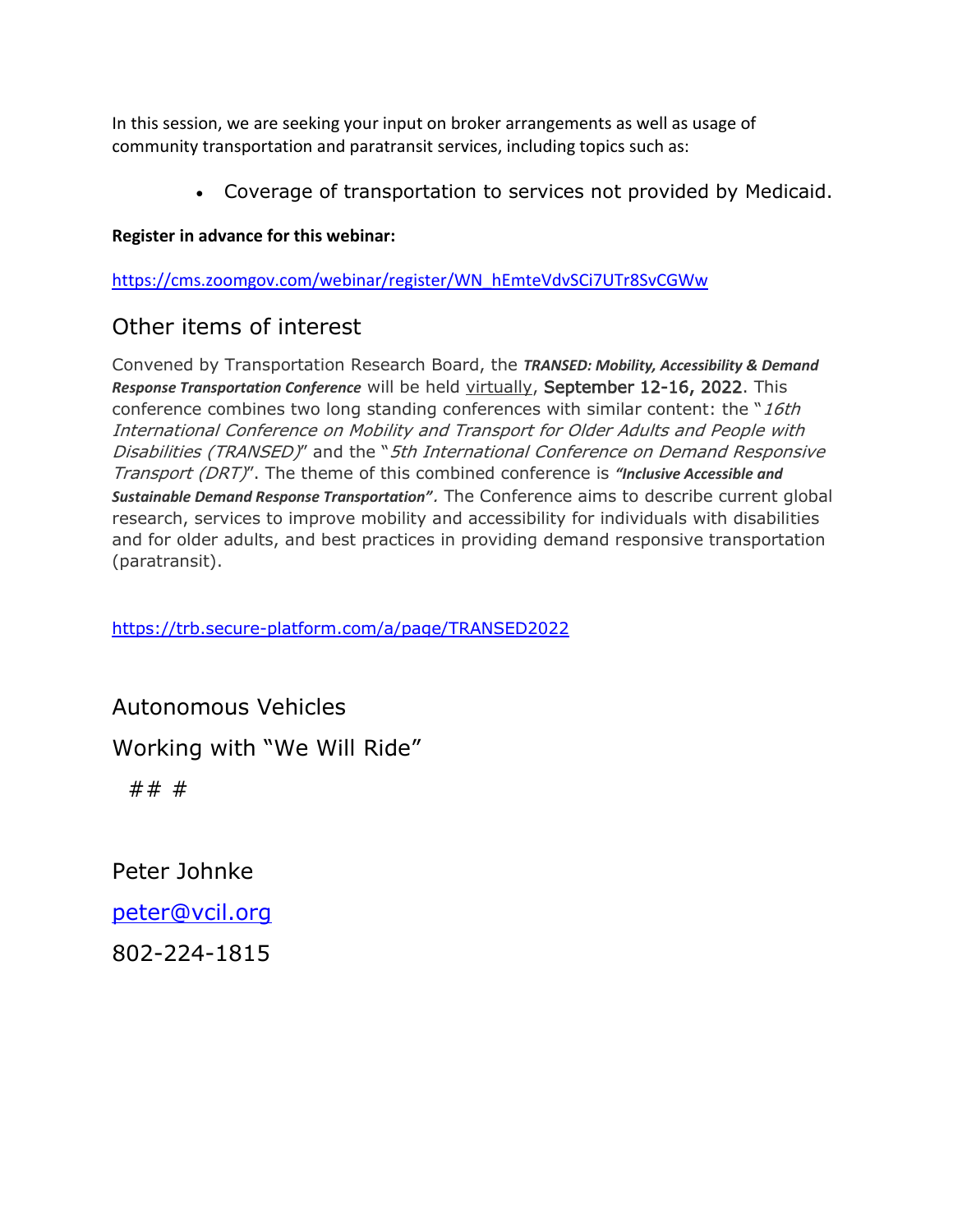In this session, we are seeking your input on broker arrangements as well as usage of community transportation and paratransit services, including topics such as:

- Coverage of transportation to services not provided by Medicaid.

**Register in advance for this webinar:**

https://cms.zoomgov.com/webinar/register/WN_hEmteVdvSCi7UTr8SvCGWw

## Other items of interest

Convened by Transportation Research Board, the ***TRANSED: Mobility, Accessibility & Demand Response Transportation Conference*** will be held virtually, September 12-16, 2022. This conference combines two long standing conferences with similar content: the "*16th International Conference on Mobility and Transport for Older Adults and People with Disabilities (TRANSED)*" and the "*5th International Conference on Demand Responsive Transport (DRT)*". The theme of this combined conference is ***"Inclusive Accessible and Sustainable Demand Response Transportation".*** The Conference aims to describe current global research, services to improve mobility and accessibility for individuals with disabilities and for older adults, and best practices in providing demand responsive transportation (paratransit).

https://trb.secure-platform.com/a/page/TRANSED2022

Autonomous Vehicles

Working with "We Will Ride"

## #

Peter Johnke

peter@vcil.org

802-224-1815